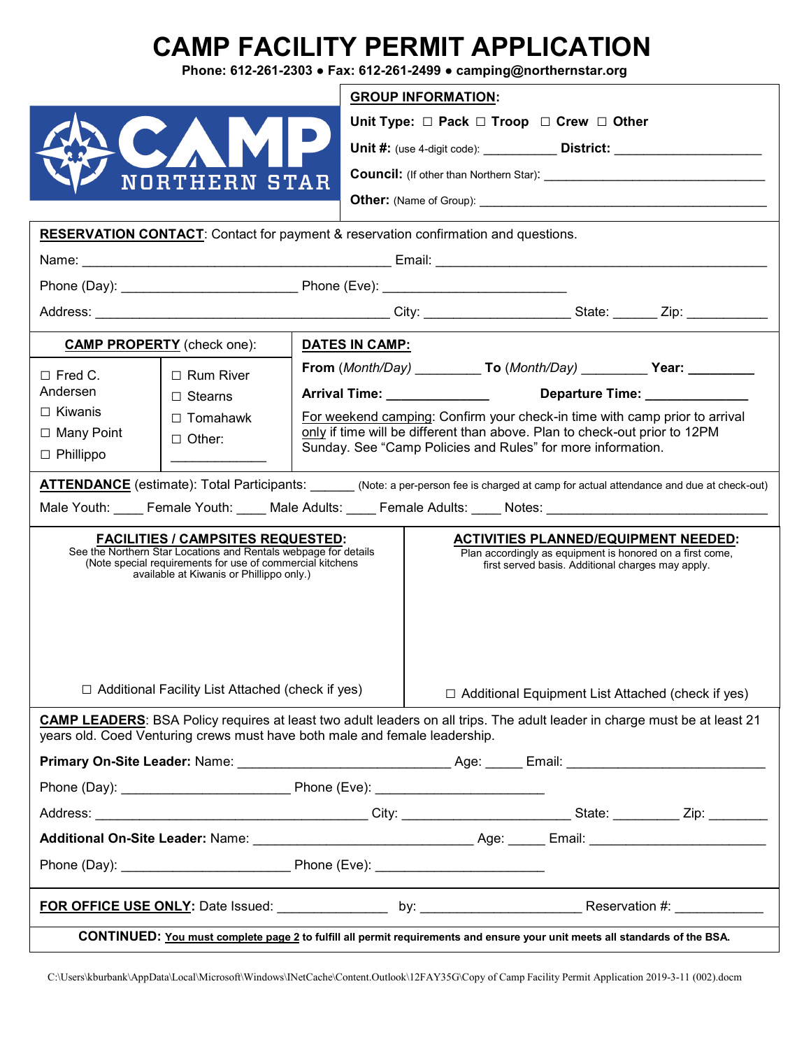# CAMP FACILITY PERMIT APPLICATION

**Phone: 612-261-2303 • Fax: 612-261-2499 • camping@northernstar.org**

CAMP NORTHERN STAR

**GROUP INFORMATION:**

**Unit Type:** ☐ Pack ☐ Troop ☐ Crew ☐ Other

**Unit #:** (use 4-digit code): __________ **District:** ____________________

**Council:** (If other than Northern Star): ________________________________

**Other:** (Name of Group): __________________________________________

**RESERVATION CONTACT**: Contact for payment & reservation confirmation and questions.

Name: ________________________________________ Email: ____________________________________________

Phone (Day): ______________________ Phone (Eve): _______________________

Address: ______________________________________ City: ___________________ State: ______ Zip: __________

| **CAMP PROPERTY** (check one): | | **DATES IN CAMP:** |
|---|---|---|
| ☐ Fred C. Andersen<br>☐ Kiwanis<br>☐ Many Point<br>☐ Phillippo | ☐ Rum River<br>☐ Stearns<br>☐ Tomahawk<br>☐ Other: ___________ | **From** (*Month/Day*) ________ **To** (*Month/Day*) ________ **Year:** ________<br>**Arrival Time:** _____________ **Departure Time:** ______________<br>For weekend camping: Confirm your check-in time with camp prior to arrival only if time will be different than above. Plan to check-out prior to 12PM Sunday. See "Camp Policies and Rules" for more information. |

**ATTENDANCE** (estimate): Total Participants: ______ (Note: a per-person fee is charged at camp for actual attendance and due at check-out)

Male Youth: ____ Female Youth: ____ Male Adults: ____ Female Adults: ____ Notes: ______________________________

| **FACILITIES / CAMPSITES REQUESTED:** | **ACTIVITIES PLANNED/EQUIPMENT NEEDED:** |
|---|---|
| See the Northern Star Locations and Rentals webpage for details (Note special requirements for use of commercial kitchens available at Kiwanis or Phillippo only.) | Plan accordingly as equipment is honored on a first come, first served basis. Additional charges may apply. |
| ☐ Additional Facility List Attached (check if yes) | ☐ Additional Equipment List Attached (check if yes) |

**CAMP LEADERS**: BSA Policy requires at least two adult leaders on all trips. The adult leader in charge must be at least 21 years old. Coed Venturing crews must have both male and female leadership.

**Primary On-Site Leader:** Name: ___________________________ Age: _____ Email: _________________________

Phone (Day): _____________________ Phone (Eve): _____________________

Address: ___________________________________ City: _____________________ State: ________ Zip: ________

**Additional On-Site Leader:** Name: ____________________________ Age: _____ Email: ______________________

Phone (Day): _____________________ Phone (Eve): _____________________

**FOR OFFICE USE ONLY:** Date Issued: ______________ by: ____________________ Reservation #: ___________

**CONTINUED:** **You must complete page 2 to fulfill all permit requirements and ensure your unit meets all standards of the BSA.**

C:\Users\kburbank\AppData\Local\Microsoft\Windows\INetCache\Content.Outlook\12FAY35G\Copy of Camp Facility Permit Application 2019-3-11 (002).docm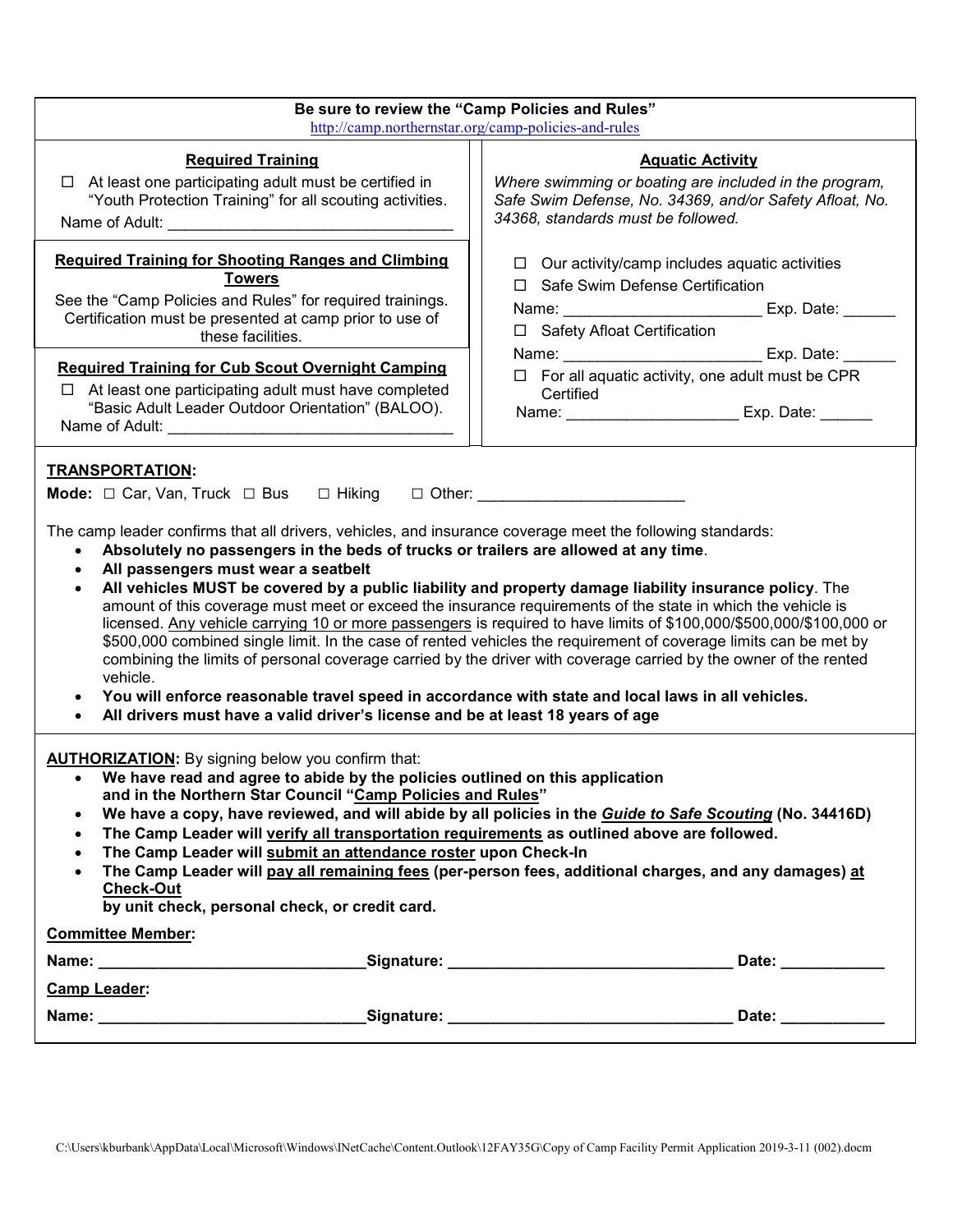**Be sure to review the "Camp Policies and Rules"**
http://camp.northernstar.org/camp-policies-and-rules

**Required Training**

☐ At least one participating adult must be certified in "Youth Protection Training" for all scouting activities.

Name of Adult: ________________________________

**Required Training for Shooting Ranges and Climbing Towers**

See the "Camp Policies and Rules" for required trainings. Certification must be presented at camp prior to use of these facilities.

**Required Training for Cub Scout Overnight Camping**

☐ At least one participating adult must have completed "Basic Adult Leader Outdoor Orientation" (BALOO).

Name of Adult: ________________________________

**Aquatic Activity**

*Where swimming or boating are included in the program, Safe Swim Defense, No. 34369, and/or Safety Afloat, No. 34368, standards must be followed.*

☐ Our activity/camp includes aquatic activities

☐ Safe Swim Defense Certification

Name: ______________________ Exp. Date: ______

☐ Safety Afloat Certification

Name: ______________________ Exp. Date: ______

☐ For all aquatic activity, one adult must be CPR Certified

Name: ____________________ Exp. Date: ______

**TRANSPORTATION:**

**Mode:** ☐ Car, Van, Truck ☐ Bus ☐ Hiking ☐ Other: ______________________

The camp leader confirms that all drivers, vehicles, and insurance coverage meet the following standards:

- **Absolutely no passengers in the beds of trucks or trailers are allowed at any time**.
- **All passengers must wear a seatbelt**
- **All vehicles MUST be covered by a public liability and property damage liability insurance policy**. The amount of this coverage must meet or exceed the insurance requirements of the state in which the vehicle is licensed. Any vehicle carrying 10 or more passengers is required to have limits of $100,000/$500,000/$100,000 or $500,000 combined single limit. In the case of rented vehicles the requirement of coverage limits can be met by combining the limits of personal coverage carried by the driver with coverage carried by the owner of the rented vehicle.
- **You will enforce reasonable travel speed in accordance with state and local laws in all vehicles.**
- **All drivers must have a valid driver's license and be at least 18 years of age**

**AUTHORIZATION:** By signing below you confirm that:

- **We have read and agree to abide by the policies outlined on this application and in the Northern Star Council "Camp Policies and Rules"**
- **We have a copy, have reviewed, and will abide by all policies in the *Guide to Safe Scouting* (No. 34416D)**
- **The Camp Leader will verify all transportation requirements as outlined above are followed.**
- **The Camp Leader will submit an attendance roster upon Check-In**
- **The Camp Leader will pay all remaining fees (per-person fees, additional charges, and any damages) at Check-Out by unit check, personal check, or credit card.**

**Committee Member:**

**Name:** ____________________________ **Signature:** ______________________________ **Date:** ___________

**Camp Leader:**

**Name:** ____________________________ **Signature:** ______________________________ **Date:** ___________

C:\Users\kburbank\AppData\Local\Microsoft\Windows\INetCache\Content.Outlook\12FAY35G\Copy of Camp Facility Permit Application 2019-3-11 (002).docm